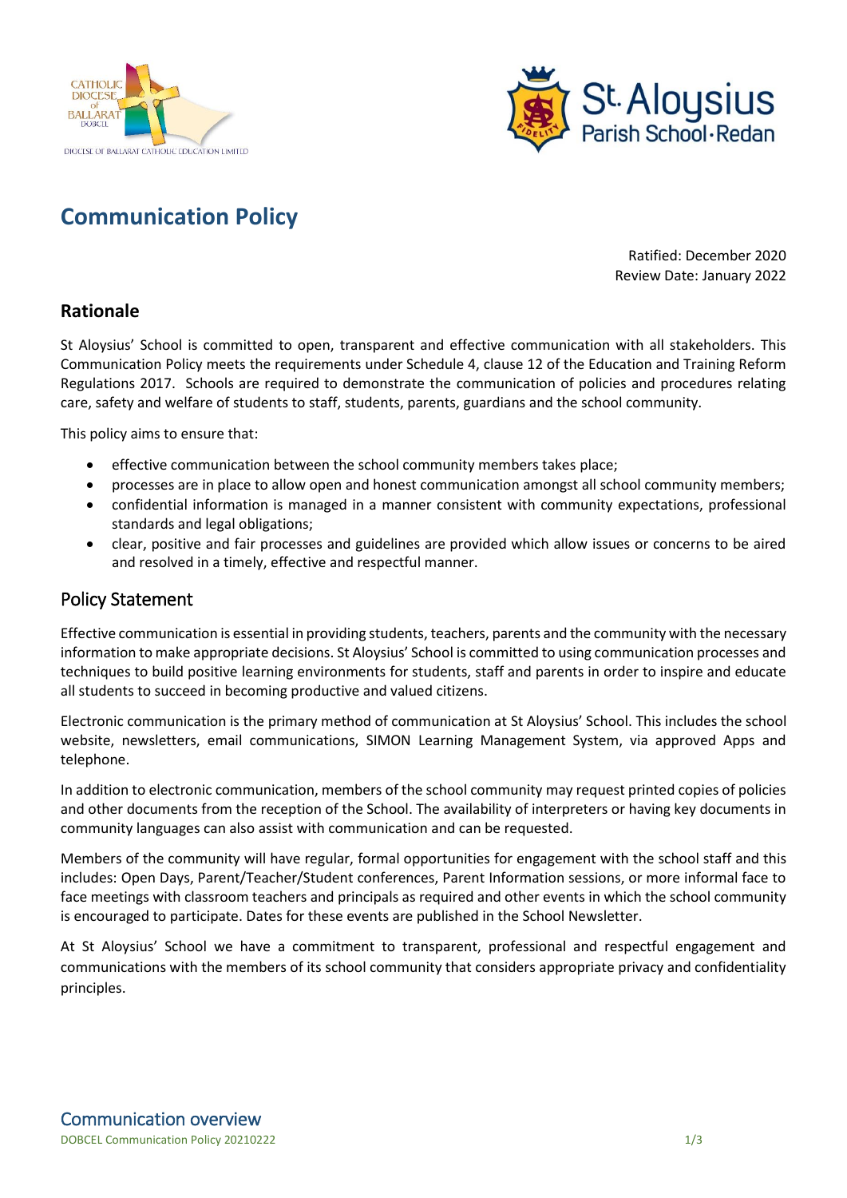# Communication Policy

Ratified: December 2020
Review Date: January 2022

## Rationale

St Aloysius' School is committed to open, transparent and effective communication with all stakeholders. This Communication Policy meets the requirements under Schedule 4, clause 12 of the Education and Training Reform Regulations 2017. Schools are required to demonstrate the communication of policies and procedures relating care, safety and welfare of students to staff, students, parents, guardians and the school community.

This policy aims to ensure that:

- effective communication between the school community members takes place;
- processes are in place to allow open and honest communication amongst all school community members;
- confidential information is managed in a manner consistent with community expectations, professional standards and legal obligations;
- clear, positive and fair processes and guidelines are provided which allow issues or concerns to be aired and resolved in a timely, effective and respectful manner.

## Policy Statement

Effective communication is essential in providing students, teachers, parents and the community with the necessary information to make appropriate decisions. St Aloysius' School is committed to using communication processes and techniques to build positive learning environments for students, staff and parents in order to inspire and educate all students to succeed in becoming productive and valued citizens.

Electronic communication is the primary method of communication at St Aloysius' School. This includes the school website, newsletters, email communications, SIMON Learning Management System, via approved Apps and telephone.

In addition to electronic communication, members of the school community may request printed copies of policies and other documents from the reception of the School. The availability of interpreters or having key documents in community languages can also assist with communication and can be requested.

Members of the community will have regular, formal opportunities for engagement with the school staff and this includes: Open Days, Parent/Teacher/Student conferences, Parent Information sessions, or more informal face to face meetings with classroom teachers and principals as required and other events in which the school community is encouraged to participate. Dates for these events are published in the School Newsletter.

At St Aloysius' School we have a commitment to transparent, professional and respectful engagement and communications with the members of its school community that considers appropriate privacy and confidentiality principles.

## Communication overview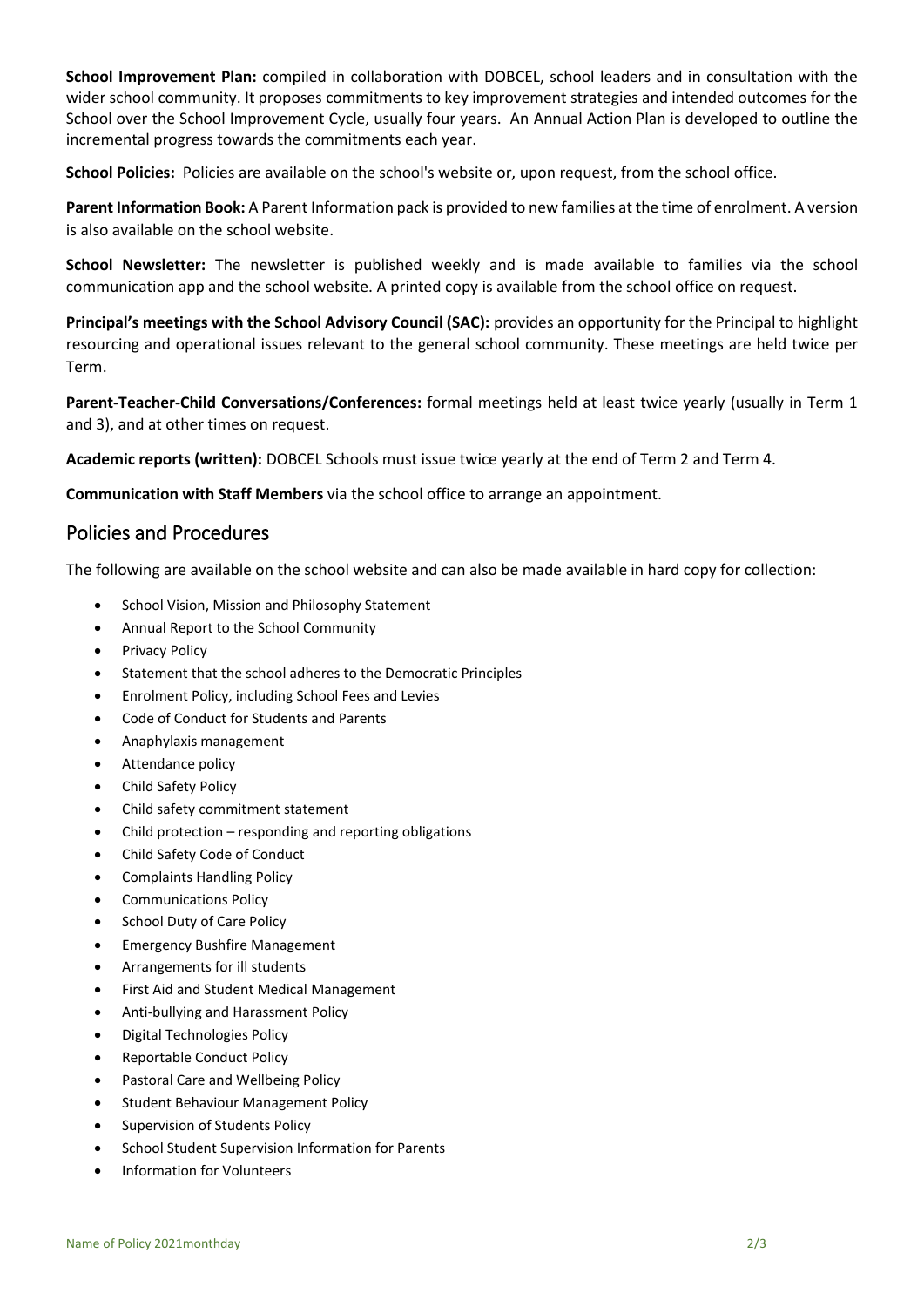**School Improvement Plan:** compiled in collaboration with DOBCEL, school leaders and in consultation with the wider school community. It proposes commitments to key improvement strategies and intended outcomes for the School over the School Improvement Cycle, usually four years. An Annual Action Plan is developed to outline the incremental progress towards the commitments each year.

**School Policies:** Policies are available on the school's website or, upon request, from the school office.

**Parent Information Book:** A Parent Information pack is provided to new families at the time of enrolment. A version is also available on the school website.

**School Newsletter:** The newsletter is published weekly and is made available to families via the school communication app and the school website. A printed copy is available from the school office on request.

**Principal's meetings with the School Advisory Council (SAC):** provides an opportunity for the Principal to highlight resourcing and operational issues relevant to the general school community. These meetings are held twice per Term.

**Parent-Teacher-Child Conversations/Conferences:** formal meetings held at least twice yearly (usually in Term 1 and 3), and at other times on request.

**Academic reports (written):** DOBCEL Schools must issue twice yearly at the end of Term 2 and Term 4.

**Communication with Staff Members** via the school office to arrange an appointment.

## Policies and Procedures

The following are available on the school website and can also be made available in hard copy for collection:

- School Vision, Mission and Philosophy Statement
- Annual Report to the School Community
- Privacy Policy
- Statement that the school adheres to the Democratic Principles
- Enrolment Policy, including School Fees and Levies
- Code of Conduct for Students and Parents
- Anaphylaxis management
- Attendance policy
- Child Safety Policy
- Child safety commitment statement
- Child protection – responding and reporting obligations
- Child Safety Code of Conduct
- Complaints Handling Policy
- Communications Policy
- School Duty of Care Policy
- Emergency Bushfire Management
- Arrangements for ill students
- First Aid and Student Medical Management
- Anti-bullying and Harassment Policy
- Digital Technologies Policy
- Reportable Conduct Policy
- Pastoral Care and Wellbeing Policy
- Student Behaviour Management Policy
- Supervision of Students Policy
- School Student Supervision Information for Parents
- Information for Volunteers